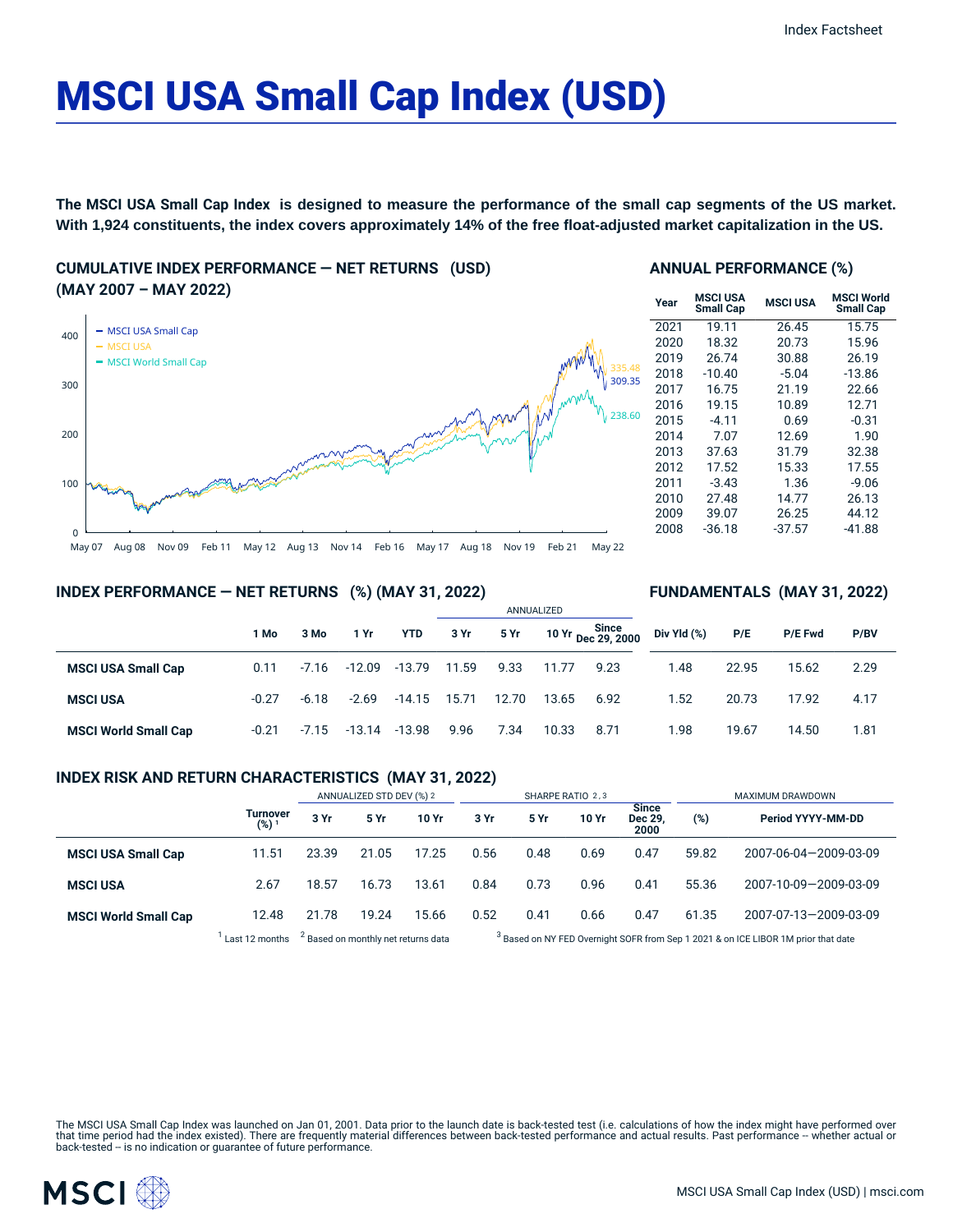# MSCI USA Small Cap Index (USD)

**The MSCI USA Small Cap Index is designed to measure the performance of the small cap segments of the US market. With 1,924 constituents, the index covers approximately 14% of the free float-adjusted market capitalization in the US.**

## CUMULATIVE INDEX PERFORMANCE — NET RETURNS (USD) (MAY 2007 – MAY 2022)

- MSCI USA Small Cap: 309.35
- MSCI USA: 335.48
- MSCI World Small Cap: 238.60

## ANNUAL PERFORMANCE (%)

| Year | MSCI USA Small Cap | MSCI USA | MSCI World Small Cap |
|---|---|---|---|
| 2021 | 19.11 | 26.45 | 15.75 |
| 2020 | 18.32 | 20.73 | 15.96 |
| 2019 | 26.74 | 30.88 | 26.19 |
| 2018 | -10.40 | -5.04 | -13.86 |
| 2017 | 16.75 | 21.19 | 22.66 |
| 2016 | 19.15 | 10.89 | 12.71 |
| 2015 | -4.11 | 0.69 | -0.31 |
| 2014 | 7.07 | 12.69 | 1.90 |
| 2013 | 37.63 | 31.79 | 32.38 |
| 2012 | 17.52 | 15.33 | 17.55 |
| 2011 | -3.43 | 1.36 | -9.06 |
| 2010 | 27.48 | 14.77 | 26.13 |
| 2009 | 39.07 | 26.25 | 44.12 |
| 2008 | -36.18 | -37.57 | -41.88 |

## INDEX PERFORMANCE — NET RETURNS (%) (MAY 31, 2022)

| | | | | | ANNUALIZED | | | |
|---|---|---|---|---|---|---|---|---|
| | 1 Mo | 3 Mo | 1 Yr | YTD | 3 Yr | 5 Yr | 10 Yr | Since Dec 29, 2000 |
| **MSCI USA Small Cap** | 0.11 | -7.16 | -12.09 | -13.79 | 11.59 | 9.33 | 11.77 | 9.23 |
| **MSCI USA** | -0.27 | -6.18 | -2.69 | -14.15 | 15.71 | 12.70 | 13.65 | 6.92 |
| **MSCI World Small Cap** | -0.21 | -7.15 | -13.14 | -13.98 | 9.96 | 7.34 | 10.33 | 8.71 |

## FUNDAMENTALS (MAY 31, 2022)

| | Div Yld (%) | P/E | P/E Fwd | P/BV |
|---|---|---|---|---|
| **MSCI USA Small Cap** | 1.48 | 22.95 | 15.62 | 2.29 |
| **MSCI USA** | 1.52 | 20.73 | 17.92 | 4.17 |
| **MSCI World Small Cap** | 1.98 | 19.67 | 14.50 | 1.81 |

## INDEX RISK AND RETURN CHARACTERISTICS (MAY 31, 2022)

| | | ANNUALIZED STD DEV (%) [2] | | | SHARPE RATIO [2,3] | | | | MAXIMUM DRAWDOWN | |
|---|---|---|---|---|---|---|---|---|---|---|
| | Turnover (%) [1] | 3 Yr | 5 Yr | 10 Yr | 3 Yr | 5 Yr | 10 Yr | Since Dec 29, 2000 | (%) | Period YYYY-MM-DD |
| **MSCI USA Small Cap** | 11.51 | 23.39 | 21.05 | 17.25 | 0.56 | 0.48 | 0.69 | 0.47 | 59.82 | 2007-06-04—2009-03-09 |
| **MSCI USA** | 2.67 | 18.57 | 16.73 | 13.61 | 0.84 | 0.73 | 0.96 | 0.41 | 55.36 | 2007-10-09—2009-03-09 |
| **MSCI World Small Cap** | 12.48 | 21.78 | 19.24 | 15.66 | 0.52 | 0.41 | 0.66 | 0.47 | 61.35 | 2007-07-13—2009-03-09 |

[1] Last 12 months [2] Based on monthly net returns data [3] Based on NY FED Overnight SOFR from Sep 1 2021 & on ICE LIBOR 1M prior that date

The MSCI USA Small Cap Index was launched on Jan 01, 2001. Data prior to the launch date is back-tested test (i.e. calculations of how the index might have performed over that time period had the index existed). There are frequently material differences between back-tested performance and actual results. Past performance -- whether actual or back-tested -- is no indication or guarantee of future performance.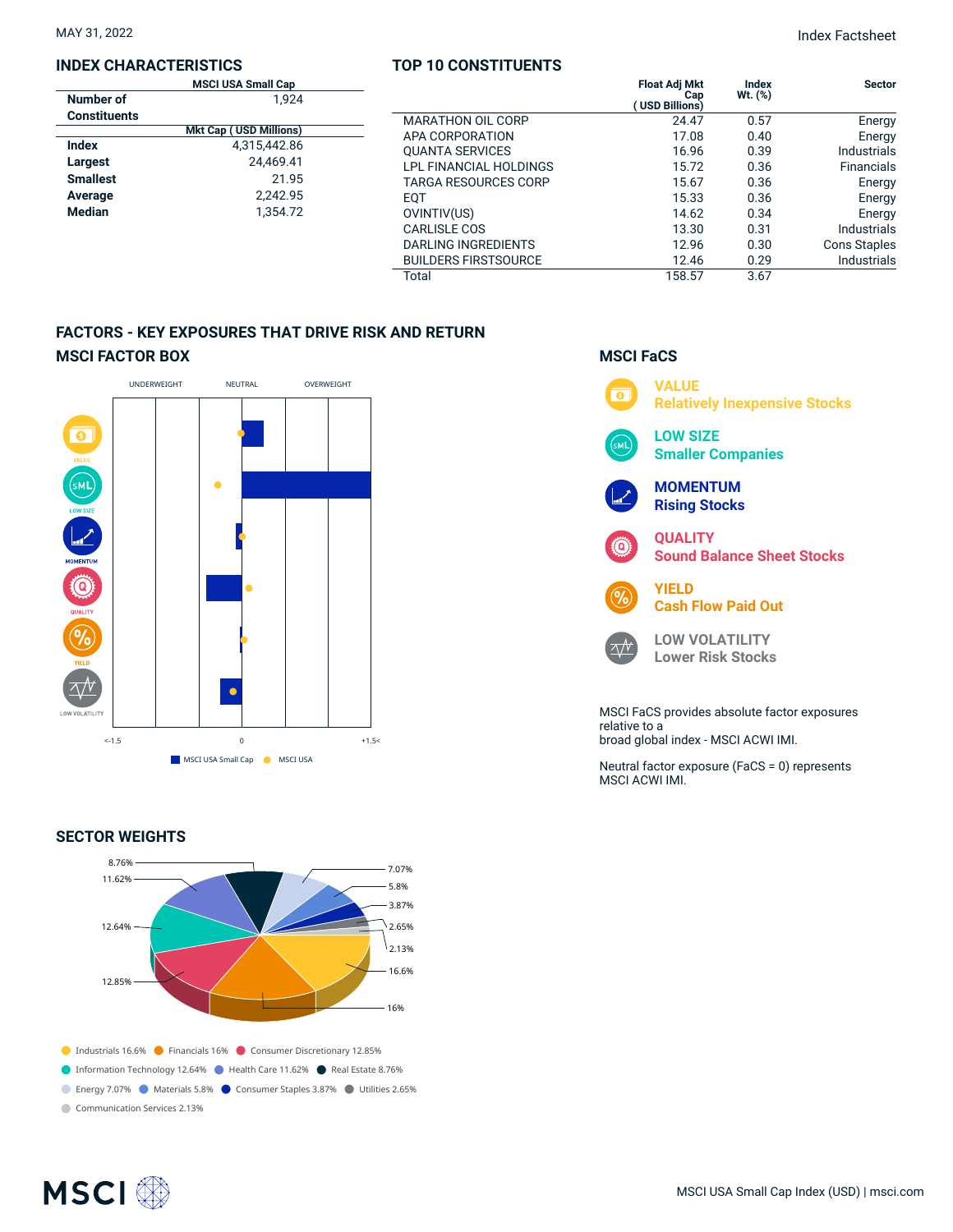MAY 31, 2022

## INDEX CHARACTERISTICS

| | MSCI USA Small Cap |
|---|---|
| Number of Constituents | 1,924 |
| | Mkt Cap ( USD Millions) |
| Index | 4,315,442.86 |
| Largest | 24,469.41 |
| Smallest | 21.95 |
| Average | 2,242.95 |
| Median | 1,354.72 |

## TOP 10 CONSTITUENTS

| | Float Adj Mkt Cap ( USD Billions) | Index Wt. (%) | Sector |
|---|---|---|---|
| MARATHON OIL CORP | 24.47 | 0.57 | Energy |
| APA CORPORATION | 17.08 | 0.40 | Energy |
| QUANTA SERVICES | 16.96 | 0.39 | Industrials |
| LPL FINANCIAL HOLDINGS | 15.72 | 0.36 | Financials |
| TARGA RESOURCES CORP | 15.67 | 0.36 | Energy |
| EQT | 15.33 | 0.36 | Energy |
| OVINTIV(US) | 14.62 | 0.34 | Energy |
| CARLISLE COS | 13.30 | 0.31 | Industrials |
| DARLING INGREDIENTS | 12.96 | 0.30 | Cons Staples |
| BUILDERS FIRSTSOURCE | 12.46 | 0.29 | Industrials |
| Total | 158.57 | 3.67 | |

## FACTORS - KEY EXPOSURES THAT DRIVE RISK AND RETURN

### MSCI FACTOR BOX

UNDERWEIGHT NEUTRAL OVERWEIGHT

VALUE, LOW SIZE, MOMENTUM, QUALITY, YIELD, LOW VOLATILITY

<-1.5 0 +1.5<

MSCI USA Small Cap MSCI USA

### MSCI FaCS

**VALUE**
Relatively Inexpensive Stocks

**LOW SIZE**
Smaller Companies

**MOMENTUM**
Rising Stocks

**QUALITY**
Sound Balance Sheet Stocks

**YIELD**
Cash Flow Paid Out

**LOW VOLATILITY**
Lower Risk Stocks

MSCI FaCS provides absolute factor exposures relative to a broad global index - MSCI ACWI IMI.

Neutral factor exposure (FaCS = 0) represents MSCI ACWI IMI.

## SECTOR WEIGHTS

- Industrials 16.6%
- Financials 16%
- Consumer Discretionary 12.85%
- Information Technology 12.64%
- Health Care 11.62%
- Real Estate 8.76%
- Energy 7.07%
- Materials 5.8%
- Consumer Staples 3.87%
- Utilities 2.65%
- Communication Services 2.13%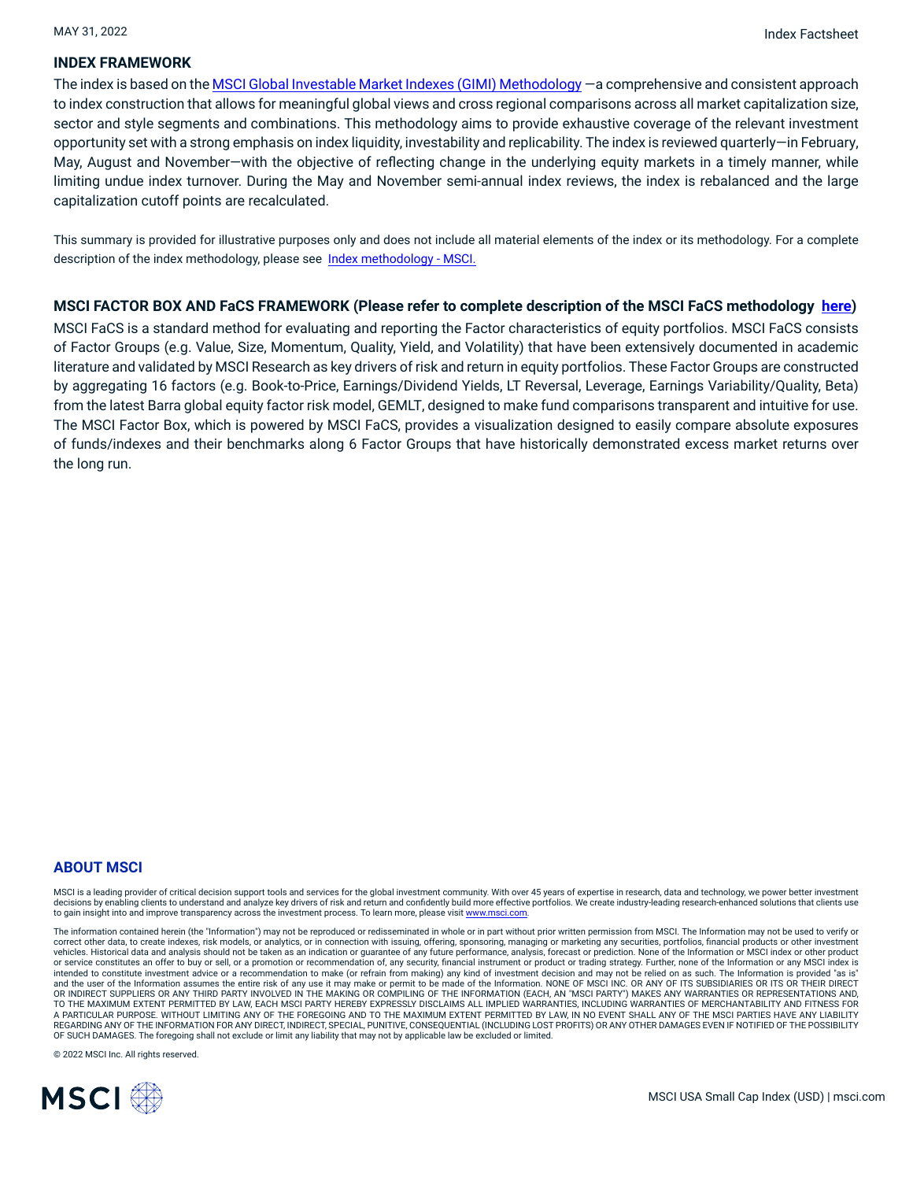## INDEX FRAMEWORK

The index is based on the [MSCI Global Investable Market Indexes (GIMI) Methodology](#) —a comprehensive and consistent approach to index construction that allows for meaningful global views and cross regional comparisons across all market capitalization size, sector and style segments and combinations. This methodology aims to provide exhaustive coverage of the relevant investment opportunity set with a strong emphasis on index liquidity, investability and replicability. The index is reviewed quarterly—in February, May, August and November—with the objective of reflecting change in the underlying equity markets in a timely manner, while limiting undue index turnover. During the May and November semi-annual index reviews, the index is rebalanced and the large capitalization cutoff points are recalculated.

This summary is provided for illustrative purposes only and does not include all material elements of the index or its methodology. For a complete description of the index methodology, please see [Index methodology - MSCI.](#)

## MSCI FACTOR BOX AND FaCS FRAMEWORK (Please refer to complete description of the MSCI FaCS methodology [here](#))

MSCI FaCS is a standard method for evaluating and reporting the Factor characteristics of equity portfolios. MSCI FaCS consists of Factor Groups (e.g. Value, Size, Momentum, Quality, Yield, and Volatility) that have been extensively documented in academic literature and validated by MSCI Research as key drivers of risk and return in equity portfolios. These Factor Groups are constructed by aggregating 16 factors (e.g. Book-to-Price, Earnings/Dividend Yields, LT Reversal, Leverage, Earnings Variability/Quality, Beta) from the latest Barra global equity factor risk model, GEMLT, designed to make fund comparisons transparent and intuitive for use. The MSCI Factor Box, which is powered by MSCI FaCS, provides a visualization designed to easily compare absolute exposures of funds/indexes and their benchmarks along 6 Factor Groups that have historically demonstrated excess market returns over the long run.

## ABOUT MSCI

MSCI is a leading provider of critical decision support tools and services for the global investment community. With over 45 years of expertise in research, data and technology, we power better investment decisions by enabling clients to understand and analyze key drivers of risk and return and confidently build more effective portfolios. We create industry-leading research-enhanced solutions that clients use to gain insight into and improve transparency across the investment process. To learn more, please visit [www.msci.com](#).

The information contained herein (the "Information") may not be reproduced or redisseminated in whole or in part without prior written permission from MSCI. The Information may not be used to verify or correct other data, to create indexes, risk models, or analytics, or in connection with issuing, offering, sponsoring, managing or marketing any securities, portfolios, financial products or other investment vehicles. Historical data and analysis should not be taken as an indication or guarantee of any future performance, analysis, forecast or prediction. None of the Information or MSCI index or other product or service constitutes an offer to buy or sell, or a promotion or recommendation of, any security, financial instrument or product or trading strategy. Further, none of the Information or any MSCI index is intended to constitute investment advice or a recommendation to make (or refrain from making) any kind of investment decision and may not be relied on as such. The Information is provided "as is" and the user of the Information assumes the entire risk of any use it may make or permit to be made of the Information. NONE OF MSCI INC. OR ANY OF ITS SUBSIDIARIES OR ITS OR THEIR DIRECT OR INDIRECT SUPPLIERS OR ANY THIRD PARTY INVOLVED IN THE MAKING OR COMPILING OF THE INFORMATION (EACH, AN "MSCI PARTY") MAKES ANY WARRANTIES OR REPRESENTATIONS AND, TO THE MAXIMUM EXTENT PERMITTED BY LAW, EACH MSCI PARTY HEREBY EXPRESSLY DISCLAIMS ALL IMPLIED WARRANTIES, INCLUDING WARRANTIES OF MERCHANTABILITY AND FITNESS FOR A PARTICULAR PURPOSE. WITHOUT LIMITING ANY OF THE FOREGOING AND TO THE MAXIMUM EXTENT PERMITTED BY LAW, IN NO EVENT SHALL ANY OF THE MSCI PARTIES HAVE ANY LIABILITY REGARDING ANY OF THE INFORMATION FOR ANY DIRECT, INDIRECT, SPECIAL, PUNITIVE, CONSEQUENTIAL (INCLUDING LOST PROFITS) OR ANY OTHER DAMAGES EVEN IF NOTIFIED OF THE POSSIBILITY OF SUCH DAMAGES. The foregoing shall not exclude or limit any liability that may not by applicable law be excluded or limited.

© 2022 MSCI Inc. All rights reserved.